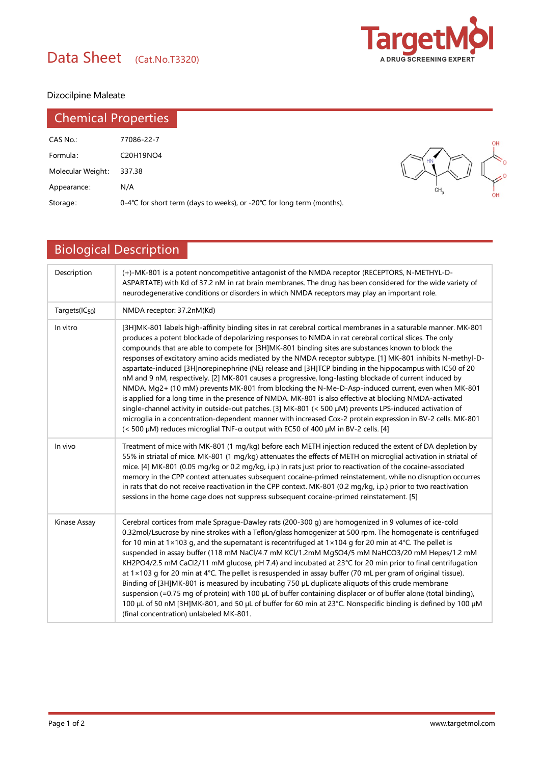# Data Sheet (Cat.No.T3320)

Dizocilpine Maleate

## Chemical Properties

| | |
|---|---|
| CAS No.: | 77086-22-7 |
| Formula: | C20H19NO4 |
| Molecular Weight: | 337.38 |
| Appearance: | N/A |
| Storage: | 0-4℃ for short term (days to weeks), or -20℃ for long term (months). |

## Biological Description

| | |
|---|---|
| Description | (+)-MK-801 is a potent noncompetitive antagonist of the NMDA receptor (RECEPTORS, N-METHYL-D-ASPARTATE) with Kd of 37.2 nM in rat brain membranes. The drug has been considered for the wide variety of neurodegenerative conditions or disorders in which NMDA receptors may play an important role. |
| Targets($IC_{50}$) | NMDA receptor: 37.2nM(Kd) |
| In vitro | [3H]MK-801 labels high-affinity binding sites in rat cerebral cortical membranes in a saturable manner. MK-801 produces a potent blockade of depolarizing responses to NMDA in rat cerebral cortical slices. The only compounds that are able to compete for [3H]MK-801 binding sites are substances known to block the responses of excitatory amino acids mediated by the NMDA receptor subtype. [1] MK-801 inhibits N-methyl-D-aspartate-induced [3H]norepinephrine (NE) release and [3H]TCP binding in the hippocampus with IC50 of 20 nM and 9 nM, respectively. [2] MK-801 causes a progressive, long-lasting blockade of current induced by NMDA. Mg2+ (10 mM) prevents MK-801 from blocking the N-Me-D-Asp-induced current, even when MK-801 is applied for a long time in the presence of NMDA. MK-801 is also effective at blocking NMDA-activated single-channel activity in outside-out patches. [3] MK-801 (< 500 μM) prevents LPS-induced activation of microglia in a concentration-dependent manner with increased Cox-2 protein expression in BV-2 cells. MK-801 (< 500 μM) reduces microglial TNF-α output with EC50 of 400 μM in BV-2 cells. [4] |
| In vivo | Treatment of mice with MK-801 (1 mg/kg) before each METH injection reduced the extent of DA depletion by 55% in striatal of mice. MK-801 (1 mg/kg) attenuates the effects of METH on microglial activation in striatal of mice. [4] MK-801 (0.05 mg/kg or 0.2 mg/kg, i.p.) in rats just prior to reactivation of the cocaine-associated memory in the CPP context attenuates subsequent cocaine-primed reinstatement, while no disruption occurres in rats that do not receive reactivation in the CPP context. MK-801 (0.2 mg/kg, i.p.) prior to two reactivation sessions in the home cage does not suppress subsequent cocaine-primed reinstatement. [5] |
| Kinase Assay | Cerebral cortices from male Sprague-Dawley rats (200-300 g) are homogenized in 9 volumes of ice-cold 0.32mol/Lsucrose by nine strokes with a Teflon/glass homogenizer at 500 rpm. The homogenate is centrifuged for 10 min at 1×103 g, and the supernatant is recentrifuged at 1×104 g for 20 min at 4°C. The pellet is suspended in assay buffer (118 mM NaCl/4.7 mM KCl/1.2mM MgSO4/5 mM NaHCO3/20 mM Hepes/1.2 mM KH2PO4/2.5 mM CaCl2/11 mM glucose, pH 7.4) and incubated at 23°C for 20 min prior to final centrifugation at 1×103 g for 20 min at 4°C. The pellet is resuspended in assay buffer (70 mL per gram of original tissue). Binding of [3H]MK-801 is measured by incubating 750 μL duplicate aliquots of this crude membrane suspension (=0.75 mg of protein) with 100 μL of buffer containing displacer or of buffer alone (total binding), 100 μL of 50 nM [3H]MK-801, and 50 μL of buffer for 60 min at 23°C. Nonspecific binding is defined by 100 μM (final concentration) unlabeled MK-801. |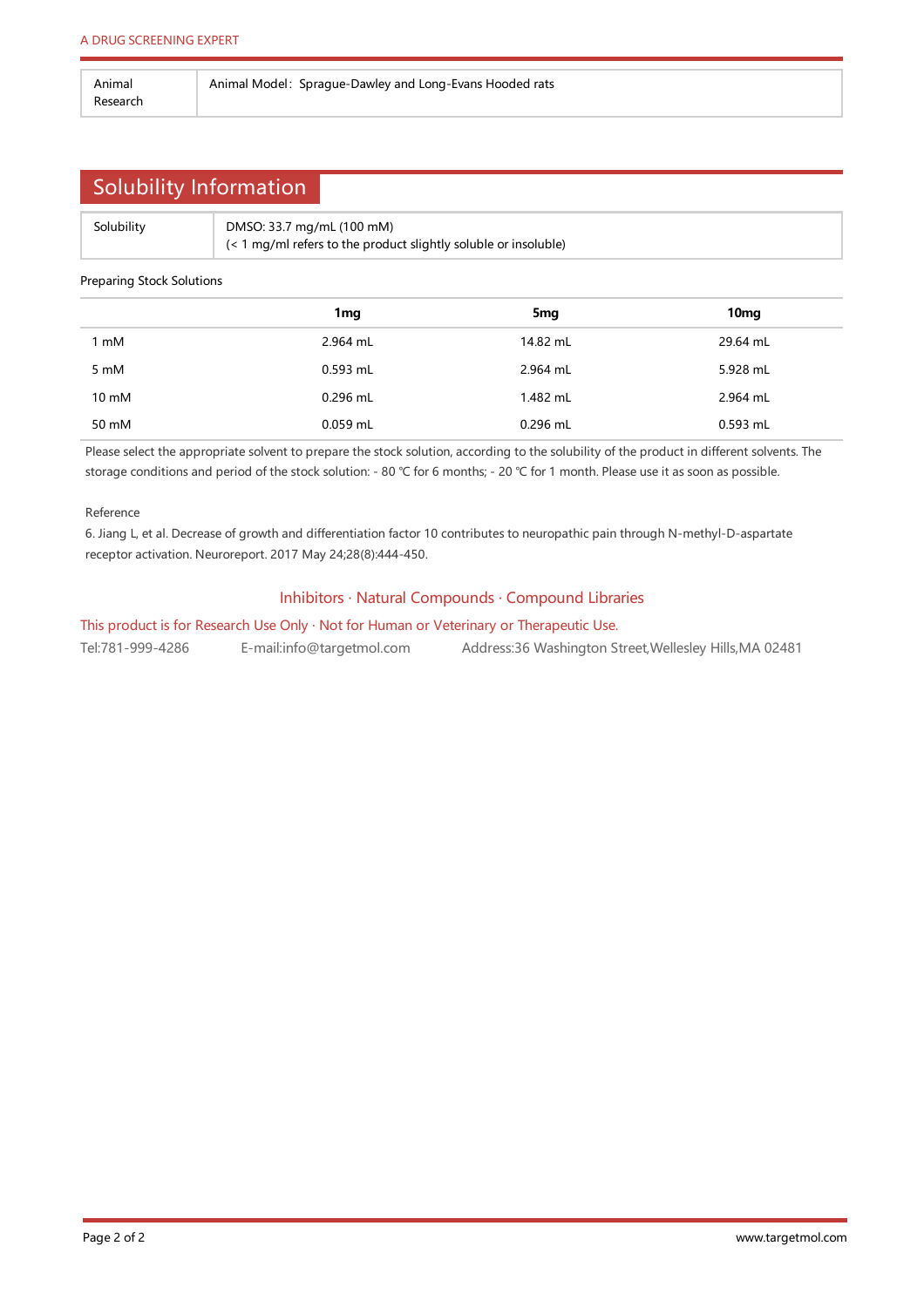| | |
|---|---|
| Animal Research | Animal Model: Sprague-Dawley and Long-Evans Hooded rats |

## Solubility Information

| | |
|---|---|
| Solubility | DMSO: 33.7 mg/mL (100 mM)<br>(< 1 mg/ml refers to the product slightly soluble or insoluble) |

Preparing Stock Solutions

| | 1mg | 5mg | 10mg |
|---|---|---|---|
| 1 mM | 2.964 mL | 14.82 mL | 29.64 mL |
| 5 mM | 0.593 mL | 2.964 mL | 5.928 mL |
| 10 mM | 0.296 mL | 1.482 mL | 2.964 mL |
| 50 mM | 0.059 mL | 0.296 mL | 0.593 mL |

Please select the appropriate solvent to prepare the stock solution, according to the solubility of the product in different solvents. The storage conditions and period of the stock solution: - 80 ℃ for 6 months; - 20 ℃ for 1 month. Please use it as soon as possible.

Reference

6. Jiang L, et al. Decrease of growth and differentiation factor 10 contributes to neuropathic pain through N-methyl-D-aspartate receptor activation. Neuroreport. 2017 May 24;28(8):444-450.

Inhibitors · Natural Compounds · Compound Libraries

This product is for Research Use Only · Not for Human or Veterinary or Therapeutic Use.

Tel:781-999-4286 E-mail:info@targetmol.com Address:36 Washington Street,Wellesley Hills,MA 02481